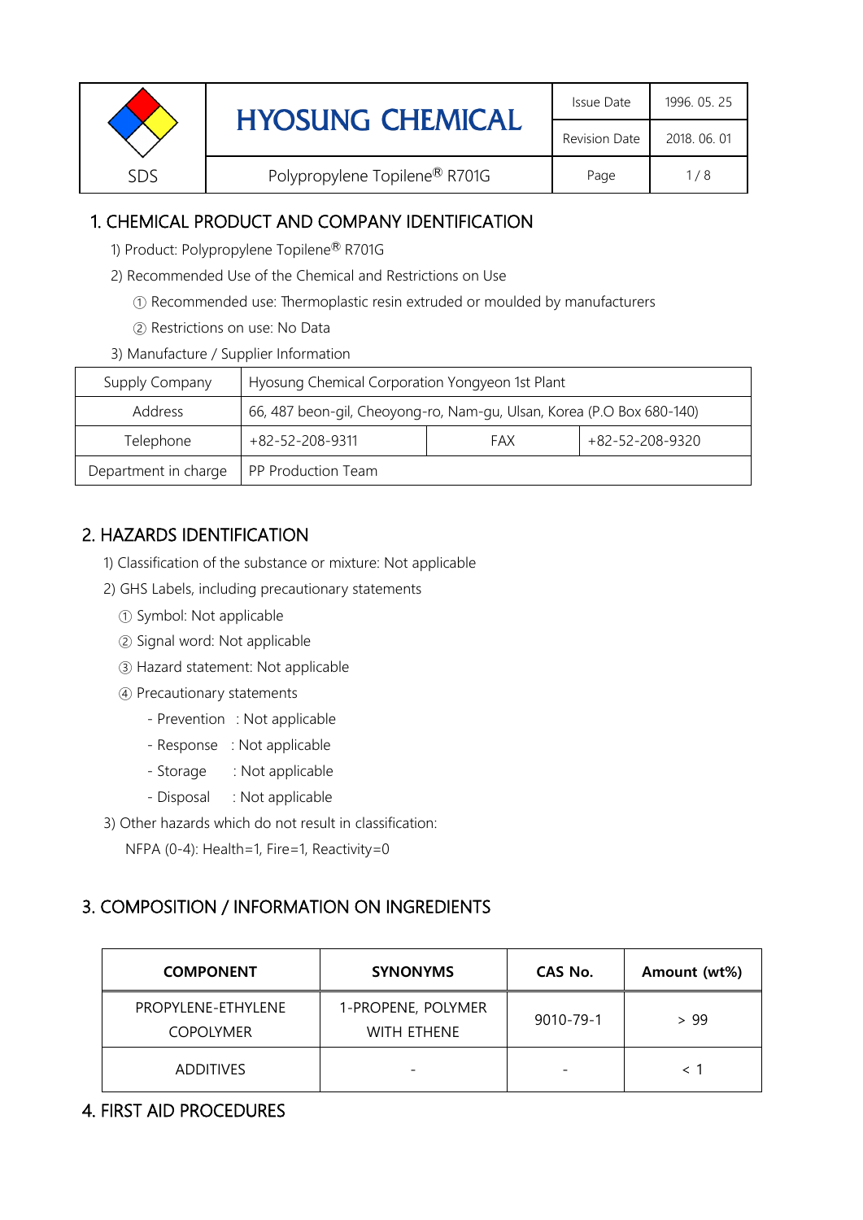| SDS | HYOSUNG CHEMICAL | Issue Date | 1996. 05. 25 |
|---|---|---|---|
| | | Revision Date | 2018. 06. 01 |
| | Polypropylene Topilene® R701G | Page | 1 / 8 |

## 1. CHEMICAL PRODUCT AND COMPANY IDENTIFICATION

1) Product: Polypropylene Topilene® R701G

2) Recommended Use of the Chemical and Restrictions on Use

① Recommended use: Thermoplastic resin extruded or moulded by manufacturers

② Restrictions on use: No Data

3) Manufacture / Supplier Information

| Supply Company | Hyosung Chemical Corporation Yongyeon 1st Plant | | |
|---|---|---|---|
| Address | 66, 487 beon-gil, Cheoyong-ro, Nam-gu, Ulsan, Korea (P.O Box 680-140) | | |
| Telephone | +82-52-208-9311 | FAX | +82-52-208-9320 |
| Department in charge | PP Production Team | | |

## 2. HAZARDS IDENTIFICATION

1) Classification of the substance or mixture: Not applicable

2) GHS Labels, including precautionary statements

① Symbol: Not applicable

② Signal word: Not applicable

③ Hazard statement: Not applicable

④ Precautionary statements

- Prevention : Not applicable
- Response : Not applicable
- Storage : Not applicable
- Disposal : Not applicable

3) Other hazards which do not result in classification:

NFPA (0-4): Health=1, Fire=1, Reactivity=0

## 3. COMPOSITION / INFORMATION ON INGREDIENTS

| COMPONENT | SYNONYMS | CAS No. | Amount (wt%) |
|---|---|---|---|
| PROPYLENE-ETHYLENE COPOLYMER | 1-PROPENE, POLYMER WITH ETHENE | 9010-79-1 | > 99 |
| ADDITIVES | - | - | < 1 |

## 4. FIRST AID PROCEDURES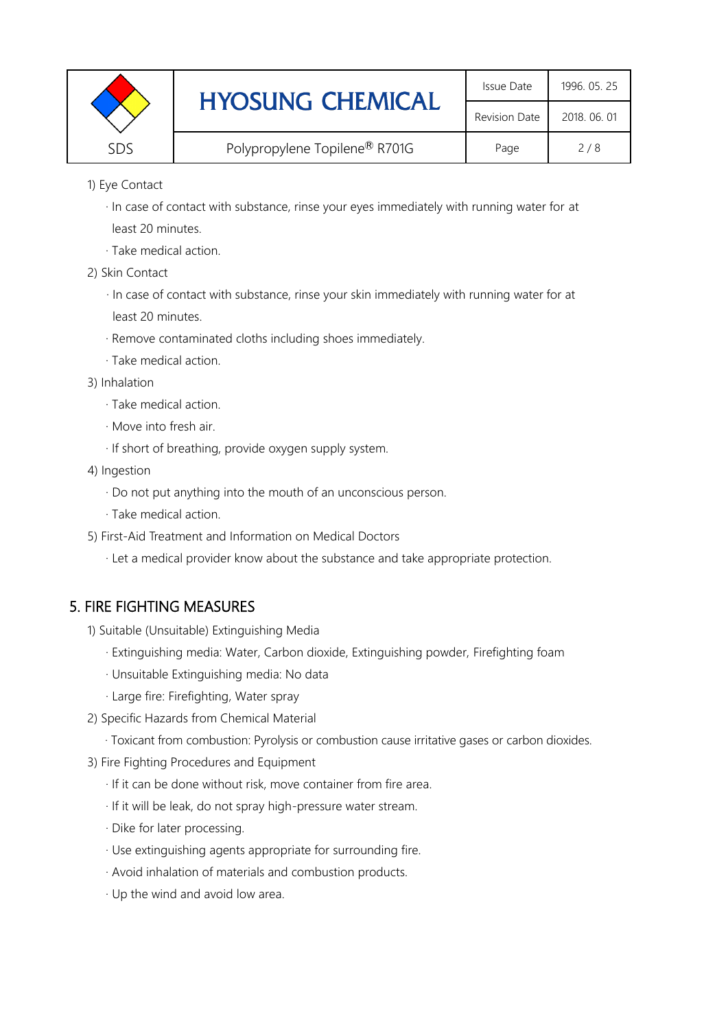1) Eye Contact

· In case of contact with substance, rinse your eyes immediately with running water for at least 20 minutes.

· Take medical action.

2) Skin Contact

· In case of contact with substance, rinse your skin immediately with running water for at least 20 minutes.

· Remove contaminated cloths including shoes immediately.

· Take medical action.

3) Inhalation

· Take medical action.

· Move into fresh air.

· If short of breathing, provide oxygen supply system.

4) Ingestion

· Do not put anything into the mouth of an unconscious person.

· Take medical action.

5) First-Aid Treatment and Information on Medical Doctors

· Let a medical provider know about the substance and take appropriate protection.

## 5. FIRE FIGHTING MEASURES

1) Suitable (Unsuitable) Extinguishing Media

· Extinguishing media: Water, Carbon dioxide, Extinguishing powder, Firefighting foam

· Unsuitable Extinguishing media: No data

· Large fire: Firefighting, Water spray

2) Specific Hazards from Chemical Material

· Toxicant from combustion: Pyrolysis or combustion cause irritative gases or carbon dioxides.

3) Fire Fighting Procedures and Equipment

· If it can be done without risk, move container from fire area.

· If it will be leak, do not spray high-pressure water stream.

· Dike for later processing.

· Use extinguishing agents appropriate for surrounding fire.

· Avoid inhalation of materials and combustion products.

· Up the wind and avoid low area.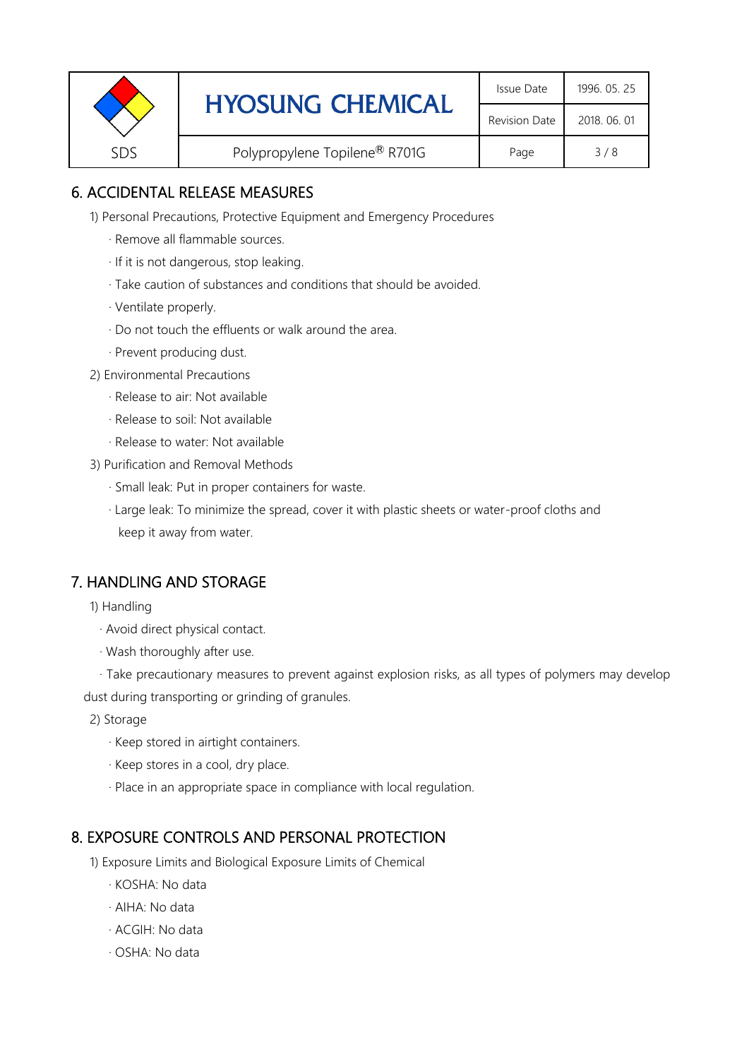## 6. ACCIDENTAL RELEASE MEASURES

1) Personal Precautions, Protective Equipment and Emergency Procedures

- Remove all flammable sources.
- If it is not dangerous, stop leaking.
- Take caution of substances and conditions that should be avoided.
- Ventilate properly.
- Do not touch the effluents or walk around the area.
- Prevent producing dust.

2) Environmental Precautions

- Release to air: Not available
- Release to soil: Not available
- Release to water: Not available

3) Purification and Removal Methods

- Small leak: Put in proper containers for waste.
- Large leak: To minimize the spread, cover it with plastic sheets or water-proof cloths and keep it away from water.

## 7. HANDLING AND STORAGE

1) Handling

- Avoid direct physical contact.
- Wash thoroughly after use.
- Take precautionary measures to prevent against explosion risks, as all types of polymers may develop dust during transporting or grinding of granules.

2) Storage

- Keep stored in airtight containers.
- Keep stores in a cool, dry place.
- Place in an appropriate space in compliance with local regulation.

## 8. EXPOSURE CONTROLS AND PERSONAL PROTECTION

1) Exposure Limits and Biological Exposure Limits of Chemical

- KOSHA: No data
- AIHA: No data
- ACGIH: No data
- OSHA: No data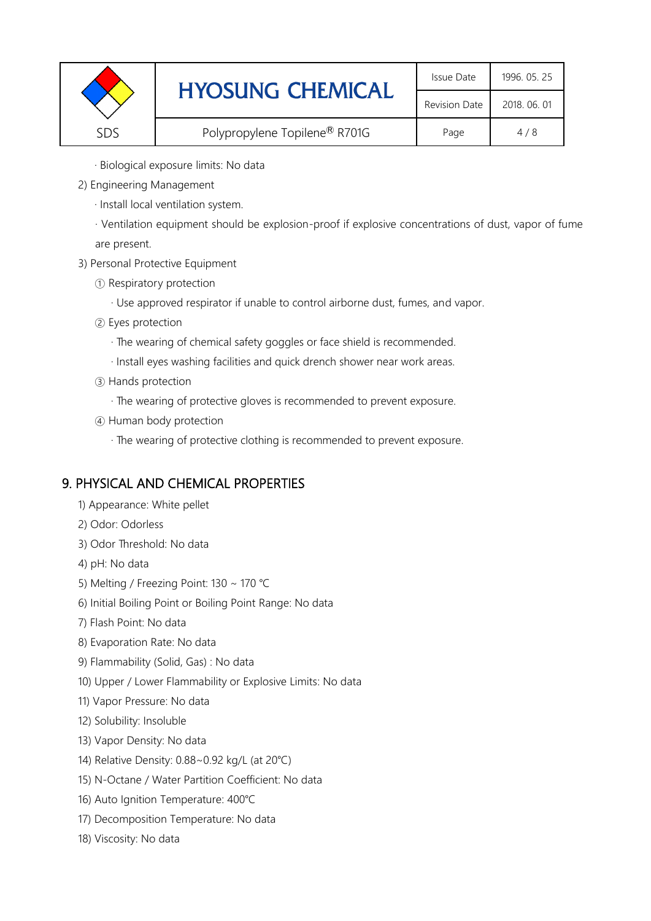· Biological exposure limits: No data

2) Engineering Management

· Install local ventilation system.

· Ventilation equipment should be explosion-proof if explosive concentrations of dust, vapor of fume are present.

3) Personal Protective Equipment

① Respiratory protection

· Use approved respirator if unable to control airborne dust, fumes, and vapor.

② Eyes protection

· The wearing of chemical safety goggles or face shield is recommended.

· Install eyes washing facilities and quick drench shower near work areas.

③ Hands protection

· The wearing of protective gloves is recommended to prevent exposure.

④ Human body protection

· The wearing of protective clothing is recommended to prevent exposure.

## 9. PHYSICAL AND CHEMICAL PROPERTIES

1) Appearance: White pellet

2) Odor: Odorless

3) Odor Threshold: No data

4) pH: No data

5) Melting / Freezing Point: 130 ~ 170 ℃

6) Initial Boiling Point or Boiling Point Range: No data

7) Flash Point: No data

8) Evaporation Rate: No data

9) Flammability (Solid, Gas) : No data

10) Upper / Lower Flammability or Explosive Limits: No data

11) Vapor Pressure: No data

12) Solubility: Insoluble

13) Vapor Density: No data

14) Relative Density: 0.88~0.92 kg/L (at 20℃)

15) N-Octane / Water Partition Coefficient: No data

16) Auto Ignition Temperature: 400℃

17) Decomposition Temperature: No data

18) Viscosity: No data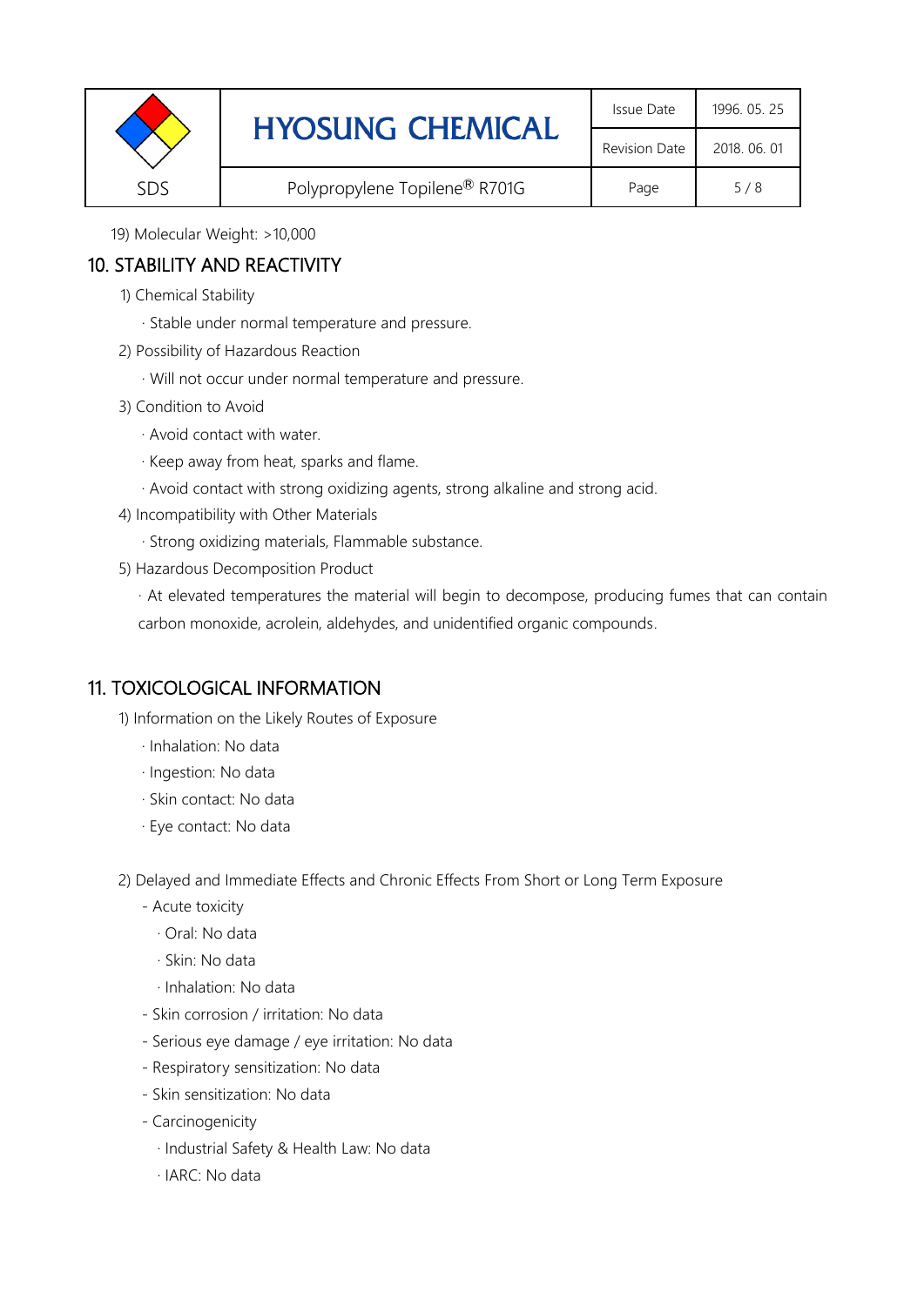19) Molecular Weight: >10,000

## 10. STABILITY AND REACTIVITY

1) Chemical Stability

· Stable under normal temperature and pressure.

2) Possibility of Hazardous Reaction

· Will not occur under normal temperature and pressure.

3) Condition to Avoid

· Avoid contact with water.

· Keep away from heat, sparks and flame.

· Avoid contact with strong oxidizing agents, strong alkaline and strong acid.

4) Incompatibility with Other Materials

· Strong oxidizing materials, Flammable substance.

5) Hazardous Decomposition Product

· At elevated temperatures the material will begin to decompose, producing fumes that can contain carbon monoxide, acrolein, aldehydes, and unidentified organic compounds.

## 11. TOXICOLOGICAL INFORMATION

1) Information on the Likely Routes of Exposure

· Inhalation: No data

· Ingestion: No data

· Skin contact: No data

· Eye contact: No data

2) Delayed and Immediate Effects and Chronic Effects From Short or Long Term Exposure

- Acute toxicity
  - · Oral: No data
  - · Skin: No data
  - · Inhalation: No data
- Skin corrosion / irritation: No data
- Serious eye damage / eye irritation: No data
- Respiratory sensitization: No data
- Skin sensitization: No data
- Carcinogenicity
  - · Industrial Safety & Health Law: No data
  - · IARC: No data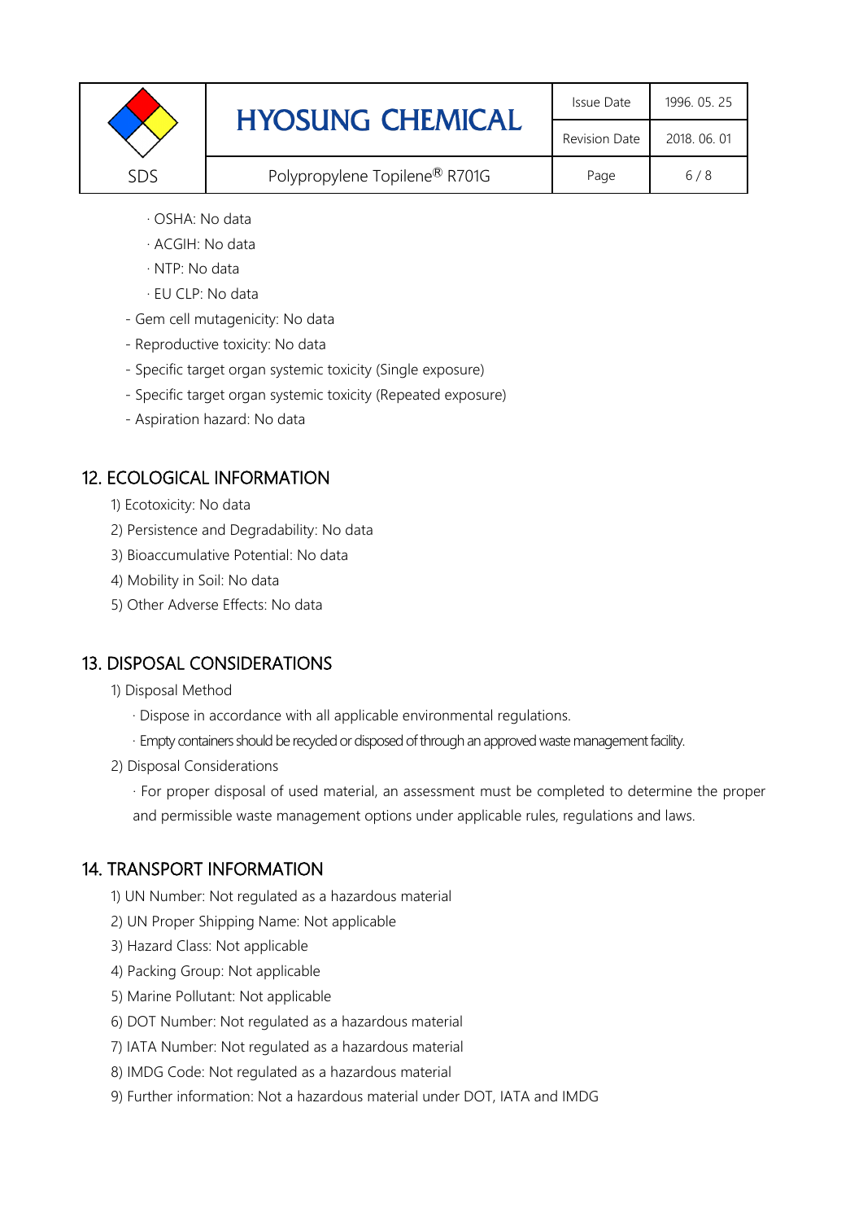· OSHA: No data

· ACGIH: No data

· NTP: No data

· EU CLP: No data

- Gem cell mutagenicity: No data
- Reproductive toxicity: No data
- Specific target organ systemic toxicity (Single exposure)
- Specific target organ systemic toxicity (Repeated exposure)
- Aspiration hazard: No data

## 12. ECOLOGICAL INFORMATION

1) Ecotoxicity: No data
2) Persistence and Degradability: No data
3) Bioaccumulative Potential: No data
4) Mobility in Soil: No data
5) Other Adverse Effects: No data

## 13. DISPOSAL CONSIDERATIONS

1) Disposal Method

   · Dispose in accordance with all applicable environmental regulations.

   · Empty containers should be recycled or disposed of through an approved waste management facility.

2) Disposal Considerations

   · For proper disposal of used material, an assessment must be completed to determine the proper and permissible waste management options under applicable rules, regulations and laws.

## 14. TRANSPORT INFORMATION

1) UN Number: Not regulated as a hazardous material
2) UN Proper Shipping Name: Not applicable
3) Hazard Class: Not applicable
4) Packing Group: Not applicable
5) Marine Pollutant: Not applicable
6) DOT Number: Not regulated as a hazardous material
7) IATA Number: Not regulated as a hazardous material
8) IMDG Code: Not regulated as a hazardous material
9) Further information: Not a hazardous material under DOT, IATA and IMDG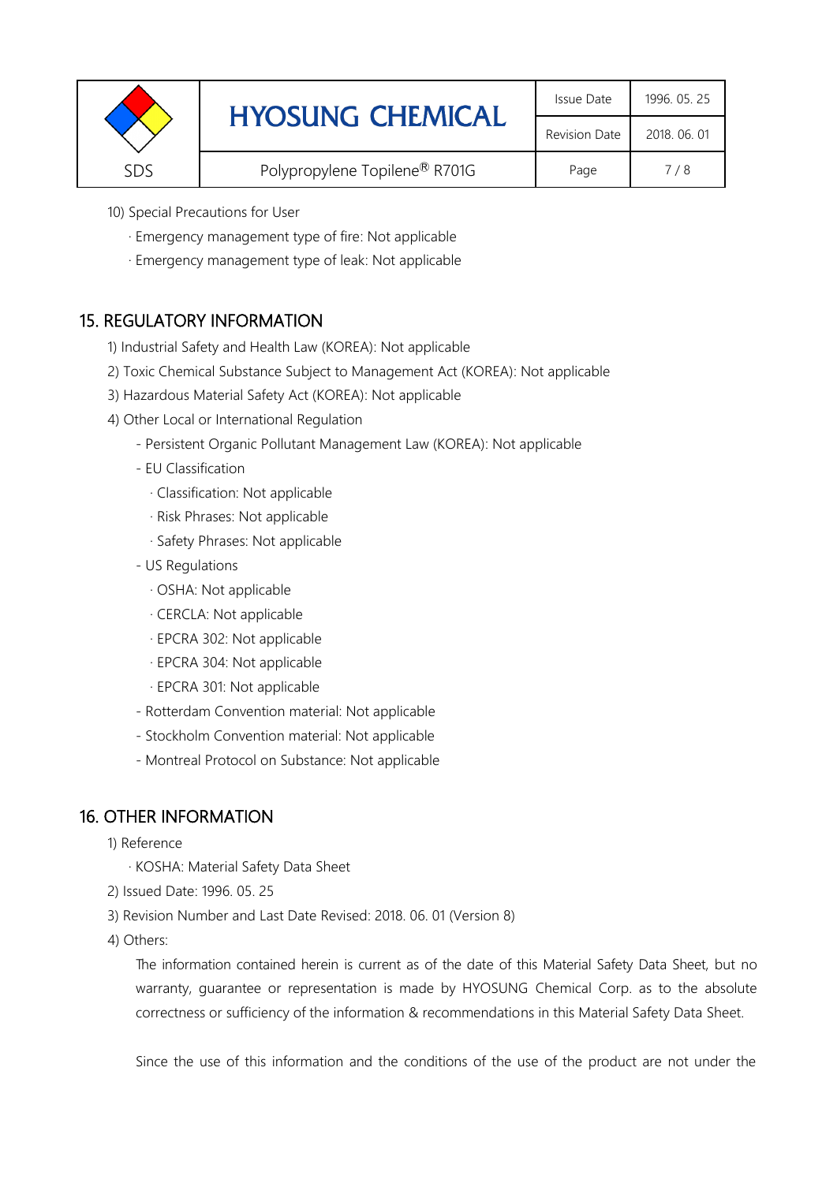10) Special Precautions for User

· Emergency management type of fire: Not applicable

· Emergency management type of leak: Not applicable

## 15. REGULATORY INFORMATION

1) Industrial Safety and Health Law (KOREA): Not applicable

2) Toxic Chemical Substance Subject to Management Act (KOREA): Not applicable

3) Hazardous Material Safety Act (KOREA): Not applicable

4) Other Local or International Regulation

- Persistent Organic Pollutant Management Law (KOREA): Not applicable
- EU Classification
  - · Classification: Not applicable
  - · Risk Phrases: Not applicable
  - · Safety Phrases: Not applicable
- US Regulations
  - · OSHA: Not applicable
  - · CERCLA: Not applicable
  - · EPCRA 302: Not applicable
  - · EPCRA 304: Not applicable
  - · EPCRA 301: Not applicable
- Rotterdam Convention material: Not applicable
- Stockholm Convention material: Not applicable
- Montreal Protocol on Substance: Not applicable

## 16. OTHER INFORMATION

1) Reference

· KOSHA: Material Safety Data Sheet

2) Issued Date: 1996. 05. 25

3) Revision Number and Last Date Revised: 2018. 06. 01 (Version 8)

4) Others:

The information contained herein is current as of the date of this Material Safety Data Sheet, but no warranty, guarantee or representation is made by HYOSUNG Chemical Corp. as to the absolute correctness or sufficiency of the information & recommendations in this Material Safety Data Sheet.

Since the use of this information and the conditions of the use of the product are not under the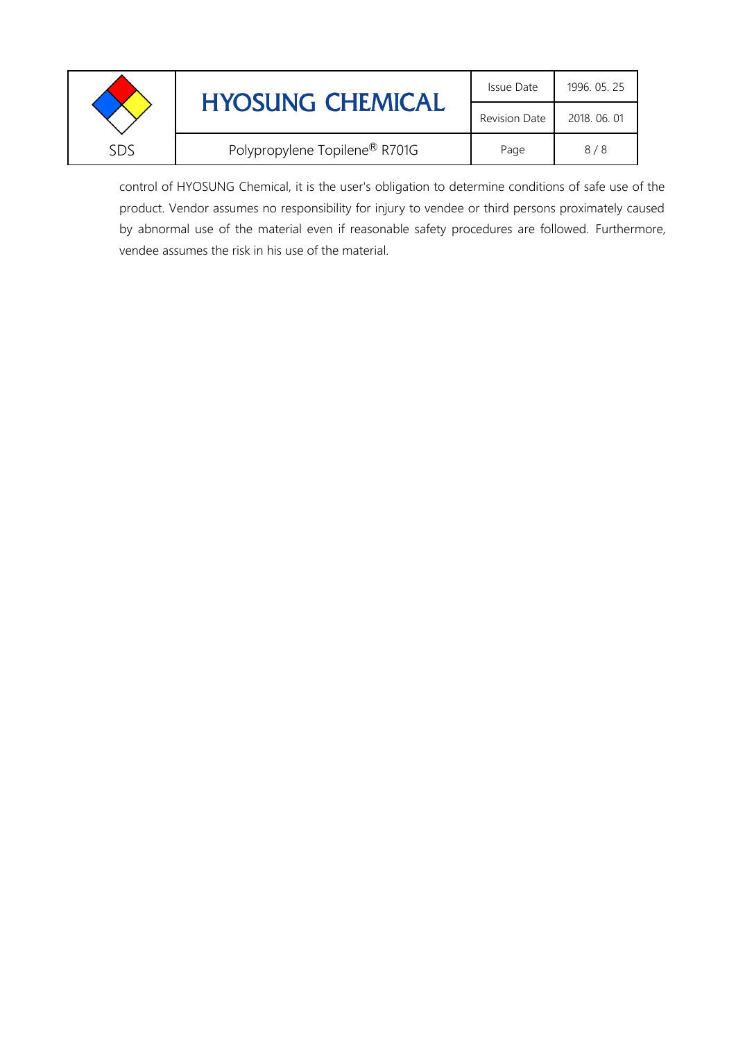control of HYOSUNG Chemical, it is the user's obligation to determine conditions of safe use of the product. Vendor assumes no responsibility for injury to vendee or third persons proximately caused by abnormal use of the material even if reasonable safety procedures are followed. Furthermore, vendee assumes the risk in his use of the material.